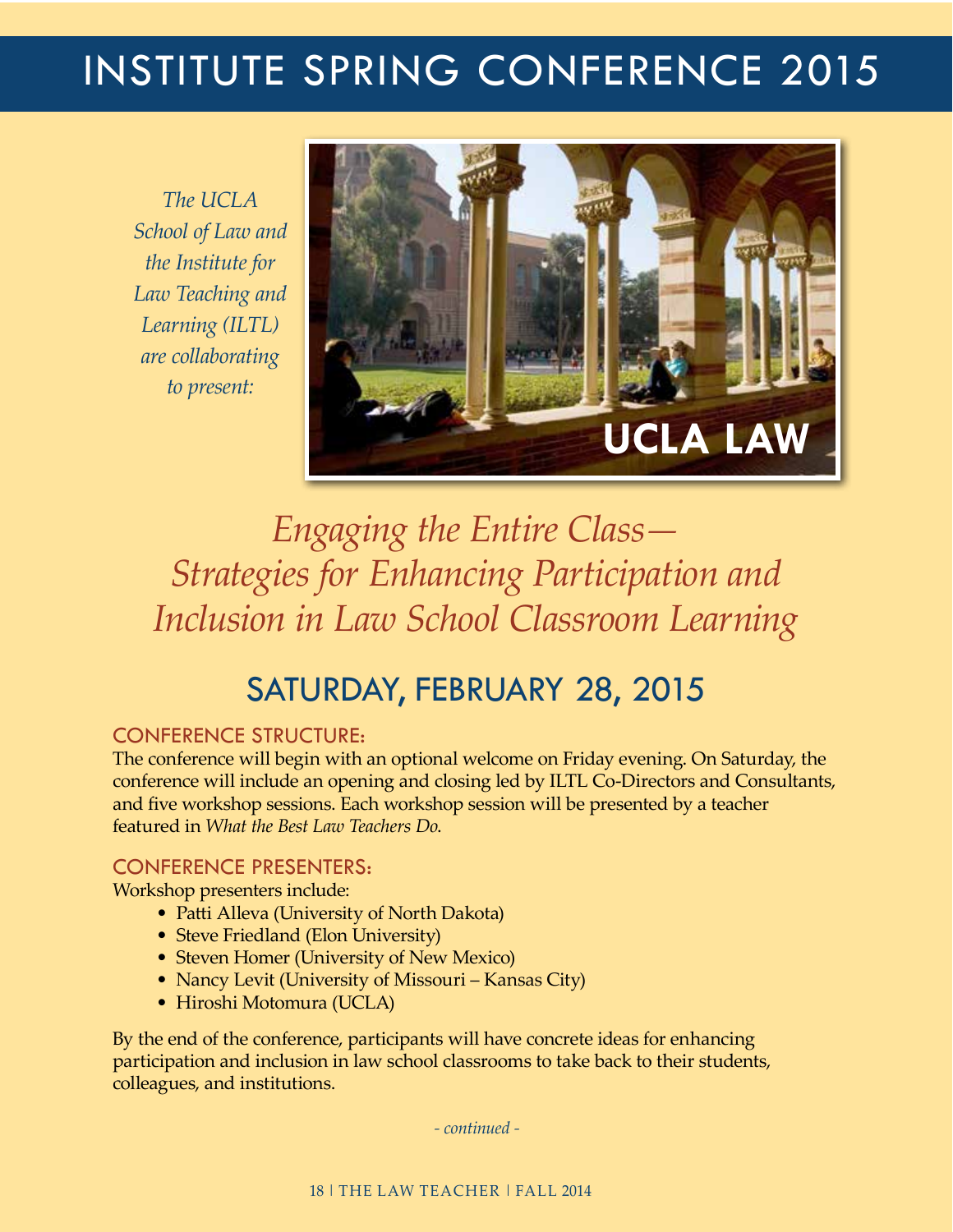# INSTITUTE SPRING CONFERENCE 2015

*The UCLA School of Law and the Institute for Law Teaching and Learning (ILTL) are collaborating to present:*

## *Engaging the Entire Class— Strategies for Enhancing Participation and Inclusion in Law School Classroom Learning*

## SATURDAY, FEBRUARY 28, 2015

### CONFERENCE STRUCTURE:

The conference will begin with an optional welcome on Friday evening. On Saturday, the conference will include an opening and closing led by ILTL Co-Directors and Consultants, and five workshop sessions. Each workshop session will be presented by a teacher featured in *What the Best Law Teachers Do*.

### CONFERENCE PRESENTERS:

Workshop presenters include:

- Patti Alleva (University of North Dakota)
- Steve Friedland (Elon University)
- Steven Homer (University of New Mexico)
- Nancy Levit (University of Missouri – Kansas City)
- Hiroshi Motomura (UCLA)

By the end of the conference, participants will have concrete ideas for enhancing participation and inclusion in law school classrooms to take back to their students, colleagues, and institutions.

*- continued -*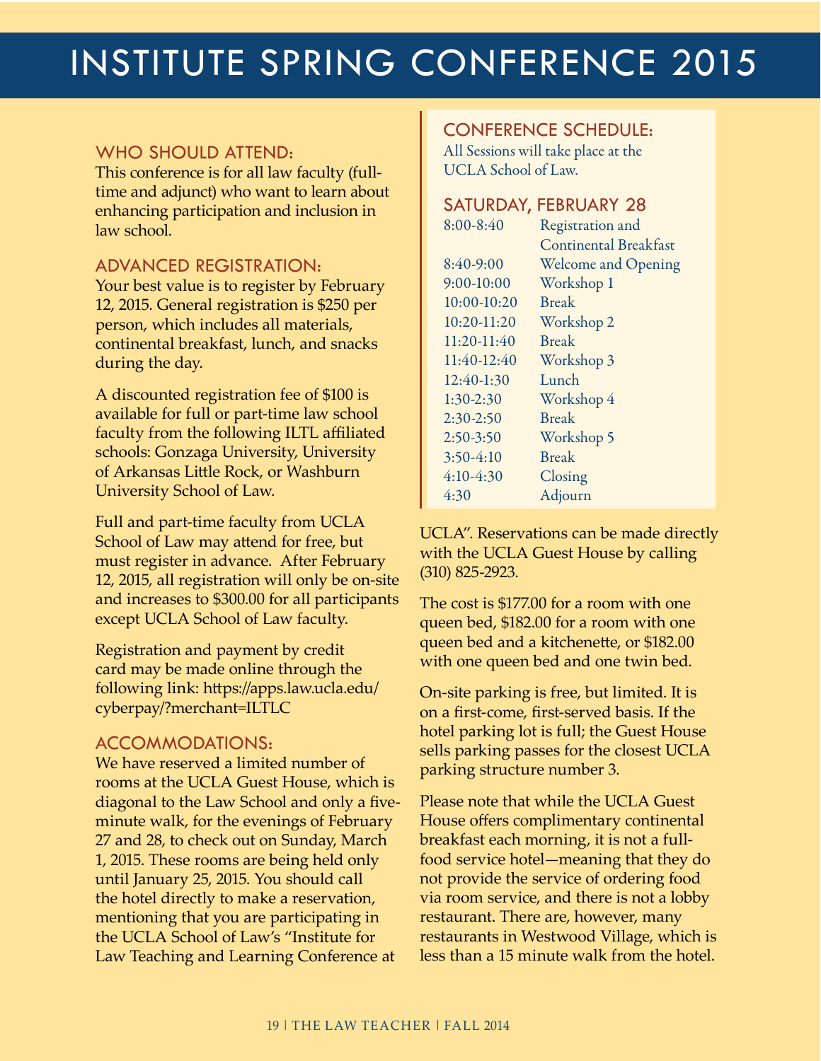# INSTITUTE SPRING CONFERENCE 2015

## WHO SHOULD ATTEND:

This conference is for all law faculty (full-time and adjunct) who want to learn about enhancing participation and inclusion in law school.

## ADVANCED REGISTRATION:

Your best value is to register by February 12, 2015. General registration is $250 per person, which includes all materials, continental breakfast, lunch, and snacks during the day.

A discounted registration fee of $100 is available for full or part-time law school faculty from the following ILTL affiliated schools: Gonzaga University, University of Arkansas Little Rock, or Washburn University School of Law.

Full and part-time faculty from UCLA School of Law may attend for free, but must register in advance. After February 12, 2015, all registration will only be on-site and increases to $300.00 for all participants except UCLA School of Law faculty.

Registration and payment by credit card may be made online through the following link: https://apps.law.ucla.edu/cyberpay/?merchant=ILTLC

## ACCOMMODATIONS:

We have reserved a limited number of rooms at the UCLA Guest House, which is diagonal to the Law School and only a five-minute walk, for the evenings of February 27 and 28, to check out on Sunday, March 1, 2015. These rooms are being held only until January 25, 2015. You should call the hotel directly to make a reservation, mentioning that you are participating in the UCLA School of Law's "Institute for Law Teaching and Learning Conference at UCLA". Reservations can be made directly with the UCLA Guest House by calling (310) 825-2923.

The cost is $177.00 for a room with one queen bed, $182.00 for a room with one queen bed and a kitchenette, or $182.00 with one queen bed and one twin bed.

On-site parking is free, but limited. It is on a first-come, first-served basis. If the hotel parking lot is full; the Guest House sells parking passes for the closest UCLA parking structure number 3.

Please note that while the UCLA Guest House offers complimentary continental breakfast each morning, it is not a full-food service hotel—meaning that they do not provide the service of ordering food via room service, and there is not a lobby restaurant. There are, however, many restaurants in Westwood Village, which is less than a 15 minute walk from the hotel.

## CONFERENCE SCHEDULE:

All Sessions will take place at the UCLA School of Law.

### SATURDAY, FEBRUARY 28

| | |
|---|---|
| 8:00-8:40 | Registration and Continental Breakfast |
| 8:40-9:00 | Welcome and Opening |
| 9:00-10:00 | Workshop 1 |
| 10:00-10:20 | Break |
| 10:20-11:20 | Workshop 2 |
| 11:20-11:40 | Break |
| 11:40-12:40 | Workshop 3 |
| 12:40-1:30 | Lunch |
| 1:30-2:30 | Workshop 4 |
| 2:30-2:50 | Break |
| 2:50-3:50 | Workshop 5 |
| 3:50-4:10 | Break |
| 4:10-4:30 | Closing |
| 4:30 | Adjourn |